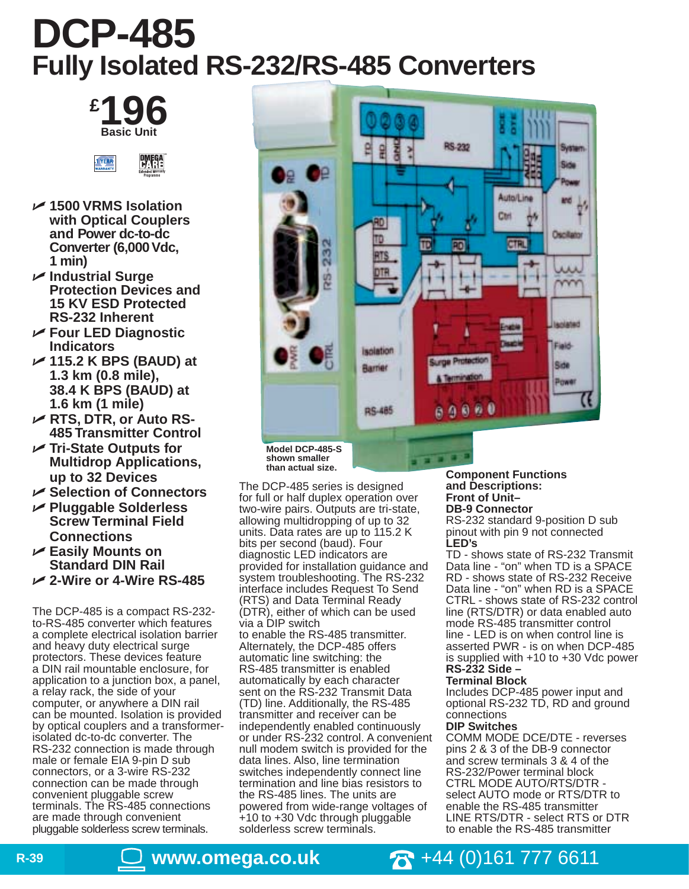# DCP-485

## Fully Isolated RS-232/RS-485 Converters

**£196**
**Basic Unit**

- 1500 VRMS Isolation with Optical Couplers and Power dc-to-dc Converter (6,000 Vdc, 1 min)
- Industrial Surge Protection Devices and 15 KV ESD Protected RS-232 Inherent
- Four LED Diagnostic Indicators
- 115.2 K BPS (BAUD) at 1.3 km (0.8 mile), 38.4 K BPS (BAUD) at 1.6 km (1 mile)
- RTS, DTR, or Auto RS-485 Transmitter Control
- Tri-State Outputs for Multidrop Applications, up to 32 Devices
- Selection of Connectors
- Pluggable Solderless Screw Terminal Field Connections
- Easily Mounts on Standard DIN Rail
- 2-Wire or 4-Wire RS-485

The DCP-485 is a compact RS-232-to-RS-485 converter which features a complete electrical isolation barrier and heavy duty electrical surge protectors. These devices feature a DIN rail mountable enclosure, for application to a junction box, a panel, a relay rack, the side of your computer, or anywhere a DIN rail can be mounted. Isolation is provided by optical couplers and a transformer-isolated dc-to-dc converter. The RS-232 connection is made through male or female EIA 9-pin D sub connectors, or a 3-wire RS-232 connection can be made through convenient pluggable screw terminals. The RS-485 connections are made through convenient pluggable solderless screw terminals.

**Model DCP-485-S shown smaller than actual size.**

The DCP-485 series is designed for full or half duplex operation over two-wire pairs. Outputs are tri-state, allowing multidropping of up to 32 units. Data rates are up to 115.2 K bits per second (baud). Four diagnostic LED indicators are provided for installation guidance and system troubleshooting. The RS-232 interface includes Request To Send (RTS) and Data Terminal Ready (DTR), either of which can be used via a DIP switch to enable the RS-485 transmitter. Alternately, the DCP-485 offers automatic line switching: the RS-485 transmitter is enabled automatically by each character sent on the RS-232 Transmit Data (TD) line. Additionally, the RS-485 transmitter and receiver can be independently enabled continuously or under RS-232 control. A convenient null modem switch is provided for the data lines. Also, line termination switches independently connect line termination and line bias resistors to the RS-485 lines. The units are powered from wide-range voltages of +10 to +30 Vdc through pluggable solderless screw terminals.

**Component Functions and Descriptions:**

**Front of Unit–**

**DB-9 Connector**

RS-232 standard 9-position D sub pinout with pin 9 not connected

**LED's**

TD - shows state of RS-232 Transmit Data line - "on" when TD is a SPACE
RD - shows state of RS-232 Receive Data line - "on" when RD is a SPACE
CTRL - shows state of RS-232 control line (RTS/DTR) or data enabled auto mode RS-485 transmitter control line - LED is on when control line is asserted PWR - is on when DCP-485 is supplied with +10 to +30 Vdc power

**RS-232 Side –**

**Terminal Block**

Includes DCP-485 power input and optional RS-232 TD, RD and ground connections

**DIP Switches**

COMM MODE DCE/DTE - reverses pins 2 & 3 of the DB-9 connector and screw terminals 3 & 4 of the RS-232/Power terminal block
CTRL MODE AUTO/RTS/DTR - select AUTO mode or RTS/DTR to enable the RS-485 transmitter
LINE RTS/DTR - select RTS or DTR to enable the RS-485 transmitter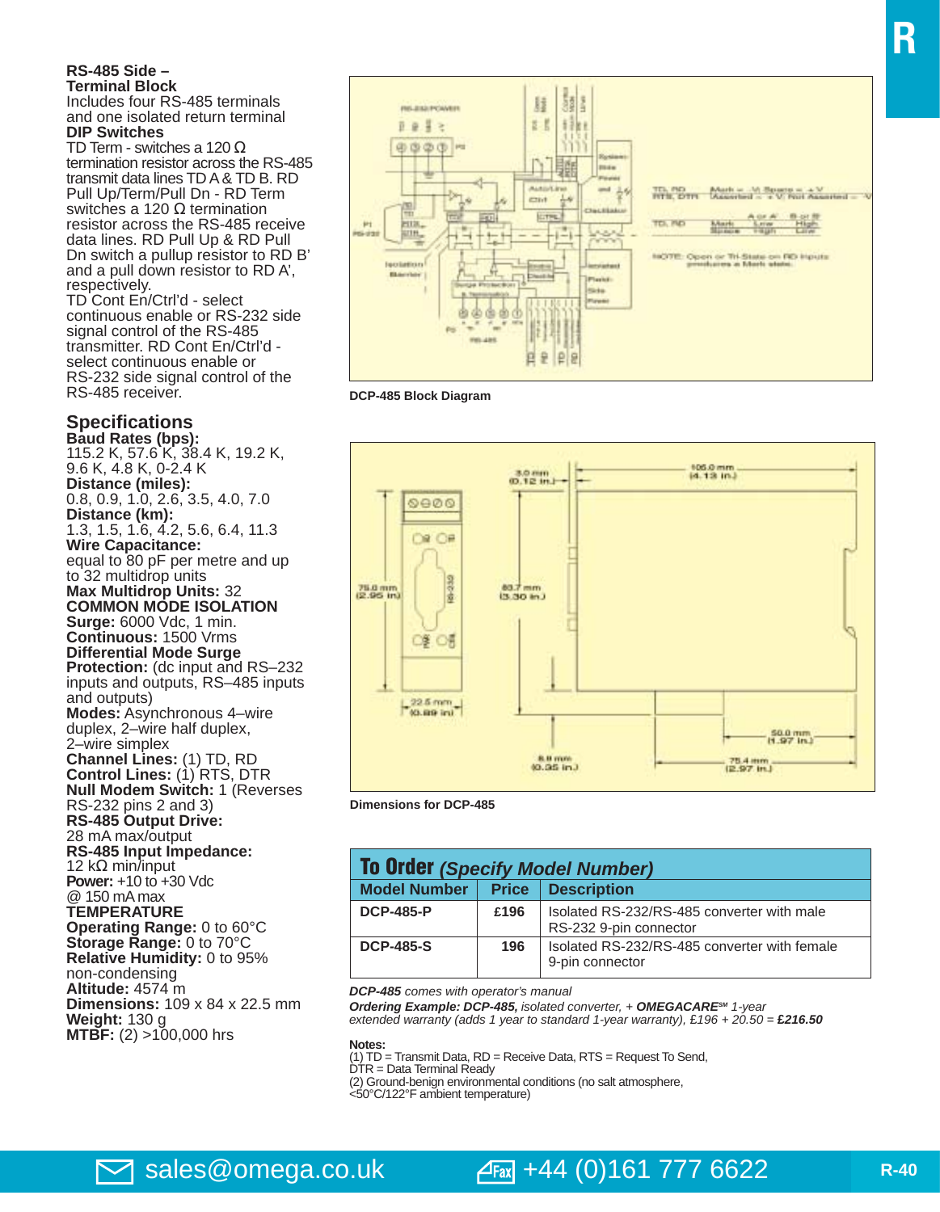**RS-485 Side – Terminal Block**
Includes four RS-485 terminals and one isolated return terminal

**DIP Switches**
TD Term - switches a 120 Ω termination resistor across the RS-485 transmit data lines TD A & TD B. RD Pull Up/Term/Pull Dn - RD Term switches a 120 Ω termination resistor across the RS-485 receive data lines. RD Pull Up & RD Pull Dn switch a pullup resistor to RD B' and a pull down resistor to RD A', respectively.
TD Cont En/Ctrl'd - select continuous enable or RS-232 side signal control of the RS-485 transmitter. RD Cont En/Ctrl'd - select continuous enable or RS-232 side signal control of the RS-485 receiver.

## Specifications

**Baud Rates (bps):** 115.2 K, 57.6 K, 38.4 K, 19.2 K, 9.6 K, 4.8 K, 0-2.4 K
**Distance (miles):** 0.8, 0.9, 1.0, 2.6, 3.5, 4.0, 7.0
**Distance (km):** 1.3, 1.5, 1.6, 4.2, 5.6, 6.4, 11.3
**Wire Capacitance:** equal to 80 pF per metre and up to 32 multidrop units
**Max Multidrop Units:** 32
**COMMON MODE ISOLATION**
**Surge:** 6000 Vdc, 1 min.
**Continuous:** 1500 Vrms
**Differential Mode Surge Protection:** (dc input and RS–232 inputs and outputs, RS–485 inputs and outputs)
**Modes:** Asynchronous 4–wire duplex, 2–wire half duplex, 2–wire simplex
**Channel Lines:** (1) TD, RD
**Control Lines:** (1) RTS, DTR
**Null Modem Switch:** 1 (Reverses RS-232 pins 2 and 3)
**RS-485 Output Drive:** 28 mA max/output
**RS-485 Input Impedance:** 12 kΩ min/input
**Power:** +10 to +30 Vdc @ 150 mA max
**TEMPERATURE**
**Operating Range:** 0 to 60°C
**Storage Range:** 0 to 70°C
**Relative Humidity:** 0 to 95% non-condensing
**Altitude:** 4574 m
**Dimensions:** 109 x 84 x 22.5 mm
**Weight:** 130 g
**MTBF:** (2) >100,000 hrs

RS-232 POWER
P2
P1 RS-232
RD TD RTS DTR
TD RD
Auto/Line Ctrl
CTRL
System Side Power
Oscillator
Isolation Barrier
Enable Disable
Surge Protection & Termination
Isolated Field-Side Power
P3 RS-485
TD RD TD RD
TD, RD RTS, DTR: Mark = -V; Space = +V; Asserted = +V; Not Asserted = -V
TD, RD: A or A' / B or B': Mark: Low / High; Space: High / Low
NOTE: Open or Tri-State on RD inputs produces a Mark state.

**DCP-485 Block Diagram**

3.0 mm (0.12 in.)
105.0 mm (4.13 in.)
75.0 mm (2.95 in.)
83.7 mm (3.30 in.)
RS-232
PWR CTRL
22.5 mm (0.89 in.)
50.0 mm (1.97 in.)
8.8 mm (0.35 in.)
75.4 mm (2.97 in.)

**Dimensions for DCP-485**

## To Order *(Specify Model Number)*

| Model Number | Price | Description |
|---|---|---|
| DCP-485-P | £196 | Isolated RS-232/RS-485 converter with male RS-232 9-pin connector |
| DCP-485-S | 196 | Isolated RS-232/RS-485 converter with female 9-pin connector |

***DCP-485** comes with operator's manual*
***Ordering Example: DCP-485,** isolated converter, + **OMEGACARE℠** 1-year extended warranty (adds 1 year to standard 1-year warranty), £196 + 20.50 = **£216.50***

**Notes:**
(1) TD = Transmit Data, RD = Receive Data, RTS = Request To Send, DTR = Data Terminal Ready
(2) Ground-benign environmental conditions (no salt atmosphere, <50°C/122°F ambient temperature)